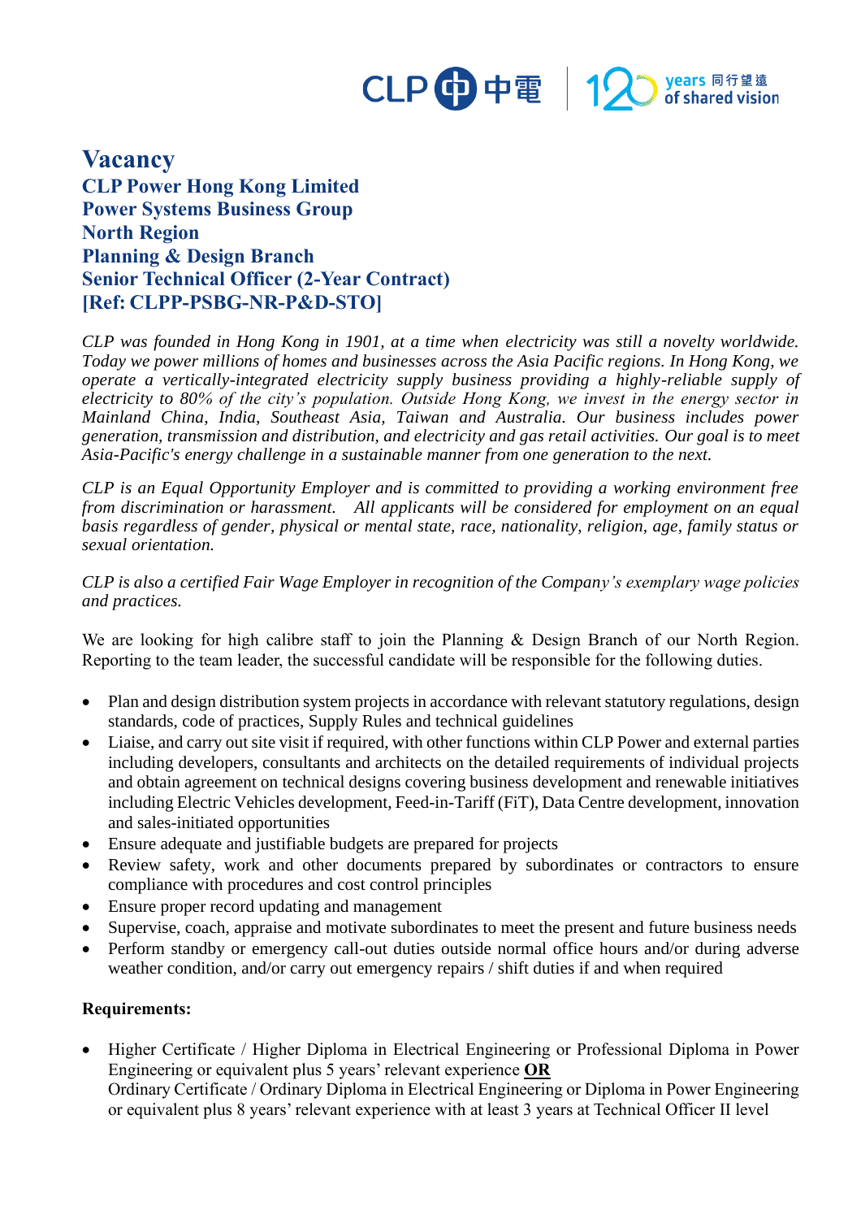# Vacancy

## CLP Power Hong Kong Limited
## Power Systems Business Group
## North Region
## Planning & Design Branch
## Senior Technical Officer (2-Year Contract)
## [Ref: CLPP-PSBG-NR-P&D-STO]

*CLP was founded in Hong Kong in 1901, at a time when electricity was still a novelty worldwide. Today we power millions of homes and businesses across the Asia Pacific regions. In Hong Kong, we operate a vertically-integrated electricity supply business providing a highly-reliable supply of electricity to 80% of the city's population. Outside Hong Kong, we invest in the energy sector in Mainland China, India, Southeast Asia, Taiwan and Australia. Our business includes power generation, transmission and distribution, and electricity and gas retail activities. Our goal is to meet Asia-Pacific's energy challenge in a sustainable manner from one generation to the next.*

*CLP is an Equal Opportunity Employer and is committed to providing a working environment free from discrimination or harassment. All applicants will be considered for employment on an equal basis regardless of gender, physical or mental state, race, nationality, religion, age, family status or sexual orientation.*

*CLP is also a certified Fair Wage Employer in recognition of the Company's exemplary wage policies and practices.*

We are looking for high calibre staff to join the Planning & Design Branch of our North Region. Reporting to the team leader, the successful candidate will be responsible for the following duties.

- Plan and design distribution system projects in accordance with relevant statutory regulations, design standards, code of practices, Supply Rules and technical guidelines
- Liaise, and carry out site visit if required, with other functions within CLP Power and external parties including developers, consultants and architects on the detailed requirements of individual projects and obtain agreement on technical designs covering business development and renewable initiatives including Electric Vehicles development, Feed-in-Tariff (FiT), Data Centre development, innovation and sales-initiated opportunities
- Ensure adequate and justifiable budgets are prepared for projects
- Review safety, work and other documents prepared by subordinates or contractors to ensure compliance with procedures and cost control principles
- Ensure proper record updating and management
- Supervise, coach, appraise and motivate subordinates to meet the present and future business needs
- Perform standby or emergency call-out duties outside normal office hours and/or during adverse weather condition, and/or carry out emergency repairs / shift duties if and when required

**Requirements:**

- Higher Certificate / Higher Diploma in Electrical Engineering or Professional Diploma in Power Engineering or equivalent plus 5 years' relevant experience **OR**
  Ordinary Certificate / Ordinary Diploma in Electrical Engineering or Diploma in Power Engineering or equivalent plus 8 years' relevant experience with at least 3 years at Technical Officer II level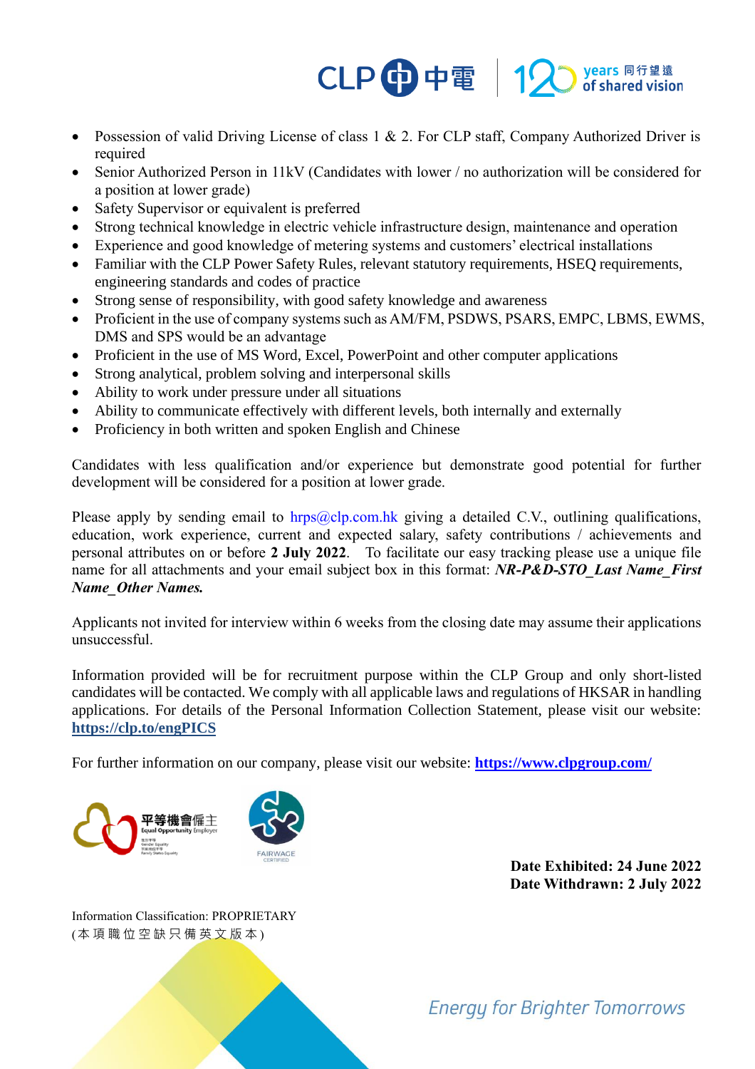- Possession of valid Driving License of class 1 & 2. For CLP staff, Company Authorized Driver is required
- Senior Authorized Person in 11kV (Candidates with lower / no authorization will be considered for a position at lower grade)
- Safety Supervisor or equivalent is preferred
- Strong technical knowledge in electric vehicle infrastructure design, maintenance and operation
- Experience and good knowledge of metering systems and customers' electrical installations
- Familiar with the CLP Power Safety Rules, relevant statutory requirements, HSEQ requirements, engineering standards and codes of practice
- Strong sense of responsibility, with good safety knowledge and awareness
- Proficient in the use of company systems such as AM/FM, PSDWS, PSARS, EMPC, LBMS, EWMS, DMS and SPS would be an advantage
- Proficient in the use of MS Word, Excel, PowerPoint and other computer applications
- Strong analytical, problem solving and interpersonal skills
- Ability to work under pressure under all situations
- Ability to communicate effectively with different levels, both internally and externally
- Proficiency in both written and spoken English and Chinese

Candidates with less qualification and/or experience but demonstrate good potential for further development will be considered for a position at lower grade.

Please apply by sending email to hrps@clp.com.hk giving a detailed C.V., outlining qualifications, education, work experience, current and expected salary, safety contributions / achievements and personal attributes on or before **2 July 2022**. To facilitate our easy tracking please use a unique file name for all attachments and your email subject box in this format: ***NR-P&D-STO_Last Name_First Name_Other Names.***

Applicants not invited for interview within 6 weeks from the closing date may assume their applications unsuccessful.

Information provided will be for recruitment purpose within the CLP Group and only short-listed candidates will be contacted. We comply with all applicable laws and regulations of HKSAR in handling applications. For details of the Personal Information Collection Statement, please visit our website: **https://clp.to/engPICS**

For further information on our company, please visit our website: **https://www.clpgroup.com/**

**Date Exhibited: 24 June 2022**
**Date Withdrawn: 2 July 2022**

Information Classification: PROPRIETARY
(本項職位空缺只備英文版本)

*Energy for Brighter Tomorrows*